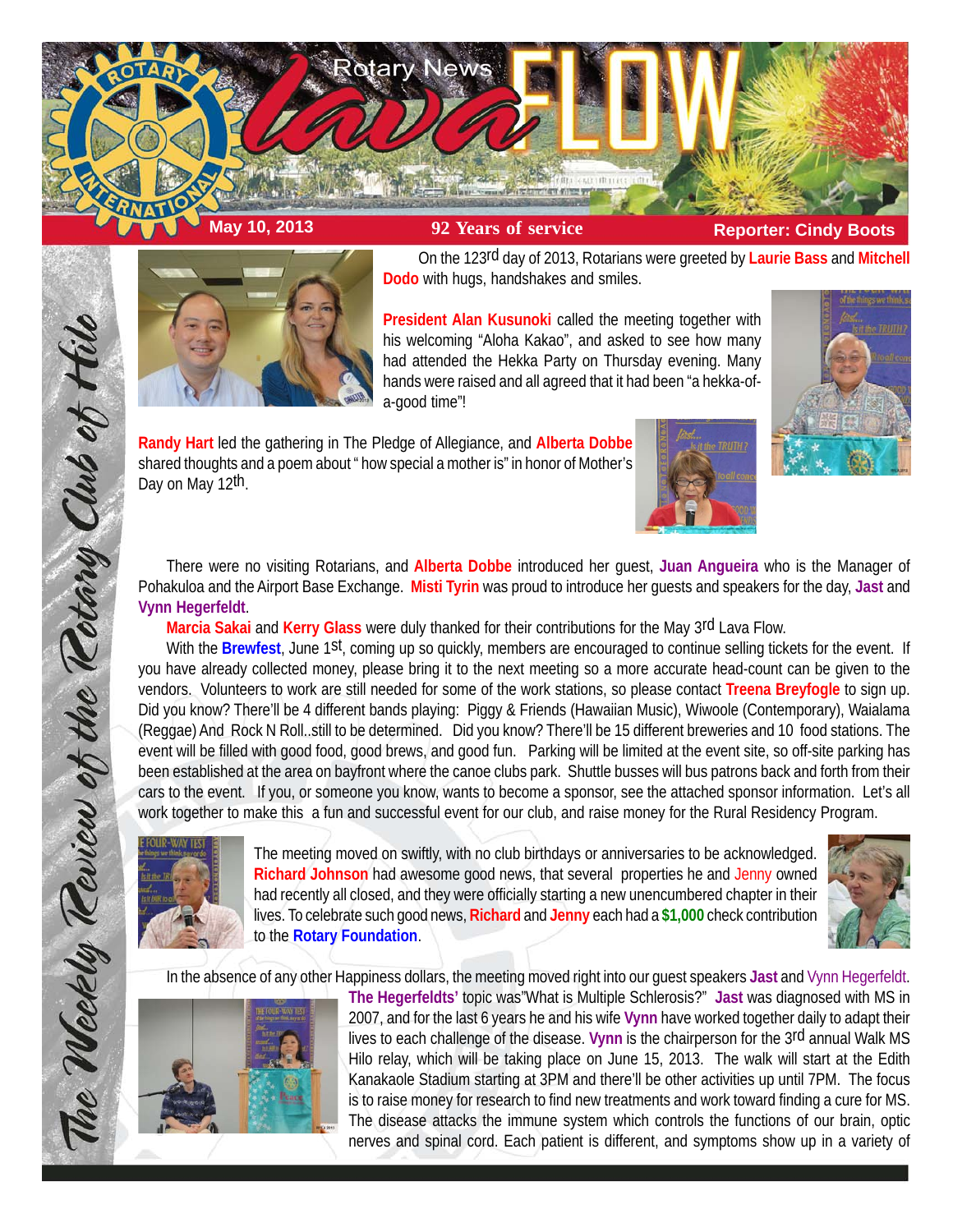# Rotary News lava FLOW

**May 10, 2013** | **92 Years of service** | **Reporter: Cindy Boots**

*The Weekly Review of the Rotary Club of Hilo*

On the 123rd day of 2013, Rotarians were greeted by **Laurie Bass** and **Mitchell Dodo** with hugs, handshakes and smiles.

**President Alan Kusunoki** called the meeting together with his welcoming "Aloha Kakao", and asked to see how many had attended the Hekka Party on Thursday evening. Many hands were raised and all agreed that it had been "a hekka-of-a-good time"!

**Randy Hart** led the gathering in The Pledge of Allegiance, and **Alberta Dobbe** shared thoughts and a poem about " how special a mother is" in honor of Mother's Day on May 12th.

There were no visiting Rotarians, and **Alberta Dobbe** introduced her guest, **Juan Angueira** who is the Manager of Pohakuloa and the Airport Base Exchange. **Misti Tyrin** was proud to introduce her guests and speakers for the day, **Jast** and **Vynn Hegerfeldt**.

**Marcia Sakai** and **Kerry Glass** were duly thanked for their contributions for the May 3rd Lava Flow.

With the **Brewfest**, June 1st, coming up so quickly, members are encouraged to continue selling tickets for the event. If you have already collected money, please bring it to the next meeting so a more accurate head-count can be given to the vendors. Volunteers to work are still needed for some of the work stations, so please contact **Treena Breyfogle** to sign up. Did you know? There'll be 4 different bands playing: Piggy & Friends (Hawaiian Music), Wiwoole (Contemporary), Waialama (Reggae) And Rock N Roll..still to be determined. Did you know? There'll be 15 different breweries and 10 food stations. The event will be filled with good food, good brews, and good fun. Parking will be limited at the event site, so off-site parking has been established at the area on bayfront where the canoe clubs park. Shuttle busses will bus patrons back and forth from their cars to the event. If you, or someone you know, wants to become a sponsor, see the attached sponsor information. Let's all work together to make this a fun and successful event for our club, and raise money for the Rural Residency Program.

The meeting moved on swiftly, with no club birthdays or anniversaries to be acknowledged. **Richard Johnson** had awesome good news, that several properties he and Jenny owned had recently all closed, and they were officially starting a new unencumbered chapter in their lives. To celebrate such good news, **Richard** and **Jenny** each had a **$1,000** check contribution to the **Rotary Foundation**.

In the absence of any other Happiness dollars, the meeting moved right into our guest speakers **Jast** and Vynn Hegerfeldt. **The Hegerfeldts'** topic was"What is Multiple Schlerosis?" **Jast** was diagnosed with MS in 2007, and for the last 6 years he and his wife **Vynn** have worked together daily to adapt their lives to each challenge of the disease. **Vynn** is the chairperson for the 3rd annual Walk MS Hilo relay, which will be taking place on June 15, 2013. The walk will start at the Edith Kanakaole Stadium starting at 3PM and there'll be other activities up until 7PM. The focus is to raise money for research to find new treatments and work toward finding a cure for MS. The disease attacks the immune system which controls the functions of our brain, optic nerves and spinal cord. Each patient is different, and symptoms show up in a variety of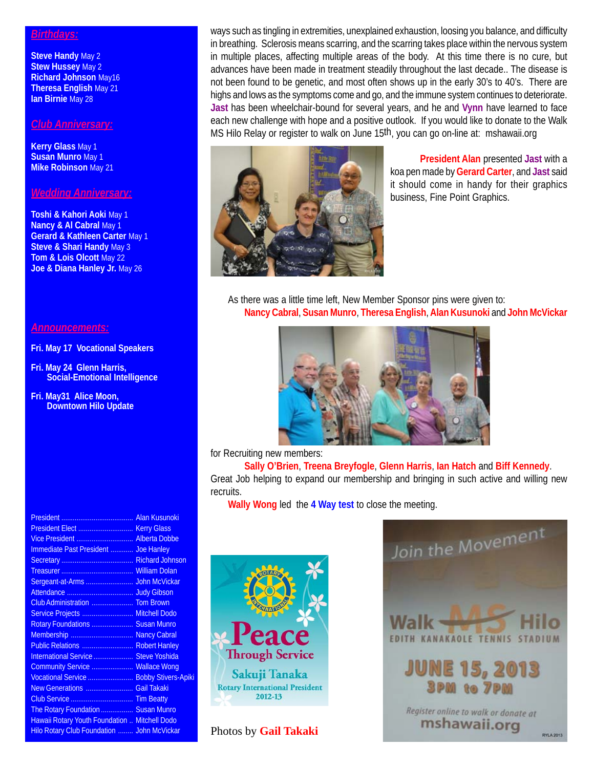## Birthdays:

**Steve Handy** May 2
**Stew Hussey** May 2
**Richard Johnson** May16
**Theresa English** May 21
**Ian Birnie** May 28

## Club Anniversary:

**Kerry Glass** May 1
**Susan Munro** May 1
**Mike Robinson** May 21

## Wedding Anniversary:

**Toshi & Kahori Aoki** May 1
**Nancy & Al Cabral** May 1
**Gerard & Kathleen Carter** May 1
**Steve & Shari Handy** May 3
**Tom & Lois Olcott** May 22
**Joe & Diana Hanley Jr.** May 26

## Announcements:

**Fri. May 17 Vocational Speakers**

**Fri. May 24 Glenn Harris, Social-Emotional Intelligence**

**Fri. May31 Alice Moon, Downtown Hilo Update**

| | |
|---|---|
| President | Alan Kusunoki |
| President Elect | Kerry Glass |
| Vice President | Alberta Dobbe |
| Immediate Past President | Joe Hanley |
| Secretary | Richard Johnson |
| Treasurer | William Dolan |
| Sergeant-at-Arms | John McVickar |
| Attendance | Judy Gibson |
| Club Administration | Tom Brown |
| Service Projects | Mitchell Dodo |
| Rotary Foundations | Susan Munro |
| Membership | Nancy Cabral |
| Public Relations | Robert Hanley |
| International Service | Steve Yoshida |
| Community Service | Wallace Wong |
| Vocational Service | Bobby Stivers-Apiki |
| New Generations | Gail Takaki |
| Club Service | Tim Beatty |
| The Rotary Foundation | Susan Munro |
| Hawaii Rotary Youth Foundation | Mitchell Dodo |
| Hilo Rotary Club Foundation | John McVickar |

ways such as tingling in extremities, unexplained exhaustion, loosing you balance, and difficulty in breathing. Sclerosis means scarring, and the scarring takes place within the nervous system in multiple places, affecting multiple areas of the body. At this time there is no cure, but advances have been made in treatment steadily throughout the last decade.. The disease is not been found to be genetic, and most often shows up in the early 30's to 40's. There are highs and lows as the symptoms come and go, and the immune system continues to deteriorate. **Jast** has been wheelchair-bound for several years, and he and **Vynn** have learned to face each new challenge with hope and a positive outlook. If you would like to donate to the Walk MS Hilo Relay or register to walk on June 15th, you can go on-line at: mshawaii.org

**President Alan** presented **Jast** with a koa pen made by **Gerard Carter**, and **Jast** said it should come in handy for their graphics business, Fine Point Graphics.

As there was a little time left, New Member Sponsor pins were given to: **Nancy Cabral**, **Susan Munro**, **Theresa English**, **Alan Kusunoki** and **John McVickar**

for Recruiting new members: **Sally O'Brien**, **Treena Breyfogle**, **Glenn Harris**, **Ian Hatch** and **Biff Kennedy**. Great Job helping to expand our membership and bringing in such active and willing new recruits.

**Wally Wong** led the **4 Way test** to close the meeting.

Peace Through Service
Sakuji Tanaka
Rotary International President 2012-13

Join the Movement
Walk MS Hilo
EDITH KANAKAOLE TENNIS STADIUM
JUNE 15, 2013
3PM to 7PM
Register online to walk or donate at mshawaii.org

Photos by **Gail Takaki**